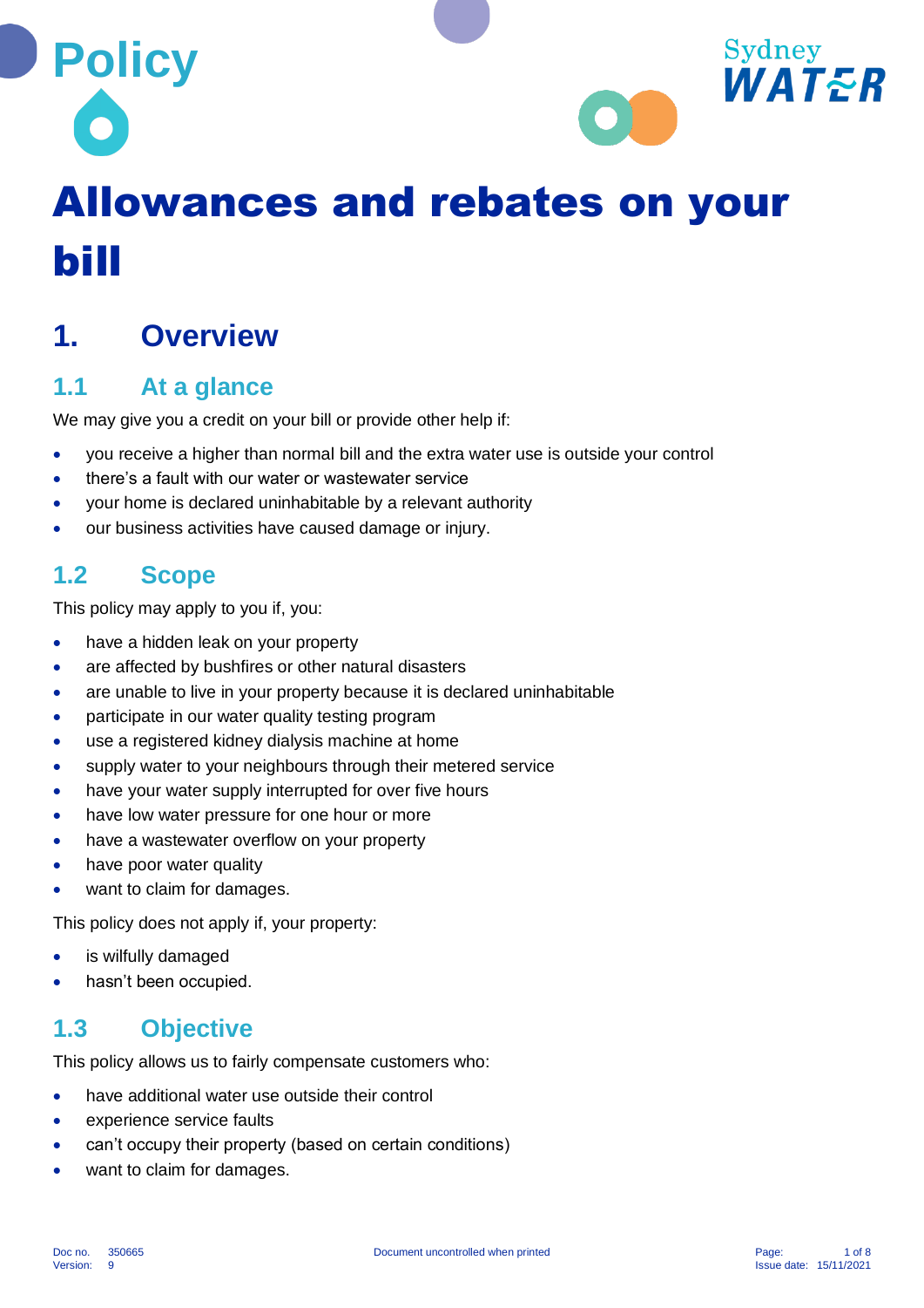Policy

# Allowances and rebates on your bill

## 1. Overview

### 1.1 At a glance

We may give you a credit on your bill or provide other help if:

- you receive a higher than normal bill and the extra water use is outside your control
- there's a fault with our water or wastewater service
- your home is declared uninhabitable by a relevant authority
- our business activities have caused damage or injury.

### 1.2 Scope

This policy may apply to you if, you:

- have a hidden leak on your property
- are affected by bushfires or other natural disasters
- are unable to live in your property because it is declared uninhabitable
- participate in our water quality testing program
- use a registered kidney dialysis machine at home
- supply water to your neighbours through their metered service
- have your water supply interrupted for over five hours
- have low water pressure for one hour or more
- have a wastewater overflow on your property
- have poor water quality
- want to claim for damages.

This policy does not apply if, your property:

- is wilfully damaged
- hasn't been occupied.

### 1.3 Objective

This policy allows us to fairly compensate customers who:

- have additional water use outside their control
- experience service faults
- can't occupy their property (based on certain conditions)
- want to claim for damages.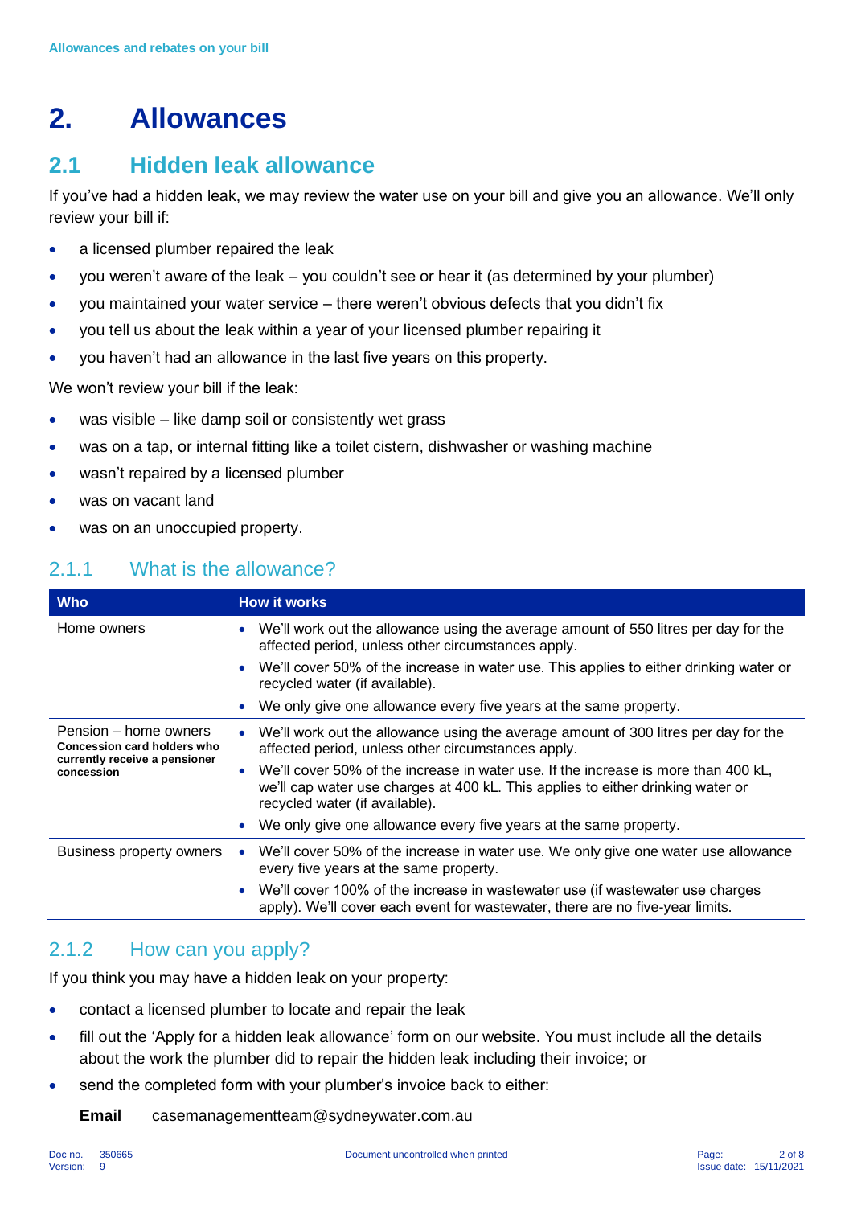# 2. Allowances

## 2.1 Hidden leak allowance

If you've had a hidden leak, we may review the water use on your bill and give you an allowance. We'll only review your bill if:

- a licensed plumber repaired the leak
- you weren't aware of the leak – you couldn't see or hear it (as determined by your plumber)
- you maintained your water service – there weren't obvious defects that you didn't fix
- you tell us about the leak within a year of your licensed plumber repairing it
- you haven't had an allowance in the last five years on this property.

We won't review your bill if the leak:

- was visible – like damp soil or consistently wet grass
- was on a tap, or internal fitting like a toilet cistern, dishwasher or washing machine
- wasn't repaired by a licensed plumber
- was on vacant land
- was on an unoccupied property.

### 2.1.1 What is the allowance?

| Who | How it works |
|---|---|
| Home owners | • We'll work out the allowance using the average amount of 550 litres per day for the affected period, unless other circumstances apply.<br>• We'll cover 50% of the increase in water use. This applies to either drinking water or recycled water (if available).<br>• We only give one allowance every five years at the same property. |
| Pension – home owners<br>**Concession card holders who currently receive a pensioner concession** | • We'll work out the allowance using the average amount of 300 litres per day for the affected period, unless other circumstances apply.<br>• We'll cover 50% of the increase in water use. If the increase is more than 400 kL, we'll cap water use charges at 400 kL. This applies to either drinking water or recycled water (if available).<br>• We only give one allowance every five years at the same property. |
| Business property owners | • We'll cover 50% of the increase in water use. We only give one water use allowance every five years at the same property.<br>• We'll cover 100% of the increase in wastewater use (if wastewater use charges apply). We'll cover each event for wastewater, there are no five-year limits. |

### 2.1.2 How can you apply?

If you think you may have a hidden leak on your property:

- contact a licensed plumber to locate and repair the leak
- fill out the 'Apply for a hidden leak allowance' form on our website. You must include all the details about the work the plumber did to repair the hidden leak including their invoice; or
- send the completed form with your plumber's invoice back to either:

  **Email** casemanagementteam@sydneywater.com.au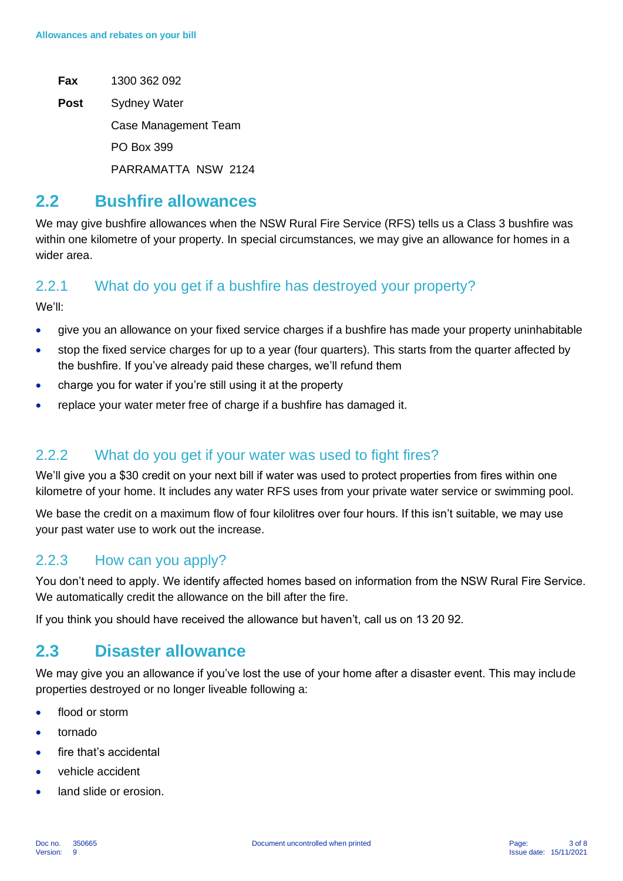**Fax** 1300 362 092

**Post** Sydney Water
Case Management Team
PO Box 399
PARRAMATTA NSW 2124

## 2.2 Bushfire allowances

We may give bushfire allowances when the NSW Rural Fire Service (RFS) tells us a Class 3 bushfire was within one kilometre of your property. In special circumstances, we may give an allowance for homes in a wider area.

### 2.2.1 What do you get if a bushfire has destroyed your property?

We'll:

- give you an allowance on your fixed service charges if a bushfire has made your property uninhabitable
- stop the fixed service charges for up to a year (four quarters). This starts from the quarter affected by the bushfire. If you've already paid these charges, we'll refund them
- charge you for water if you're still using it at the property
- replace your water meter free of charge if a bushfire has damaged it.

### 2.2.2 What do you get if your water was used to fight fires?

We'll give you a $30 credit on your next bill if water was used to protect properties from fires within one kilometre of your home. It includes any water RFS uses from your private water service or swimming pool.

We base the credit on a maximum flow of four kilolitres over four hours. If this isn't suitable, we may use your past water use to work out the increase.

### 2.2.3 How can you apply?

You don't need to apply. We identify affected homes based on information from the NSW Rural Fire Service. We automatically credit the allowance on the bill after the fire.

If you think you should have received the allowance but haven't, call us on 13 20 92.

## 2.3 Disaster allowance

We may give you an allowance if you've lost the use of your home after a disaster event. This may include properties destroyed or no longer liveable following a:

- flood or storm
- tornado
- fire that's accidental
- vehicle accident
- land slide or erosion.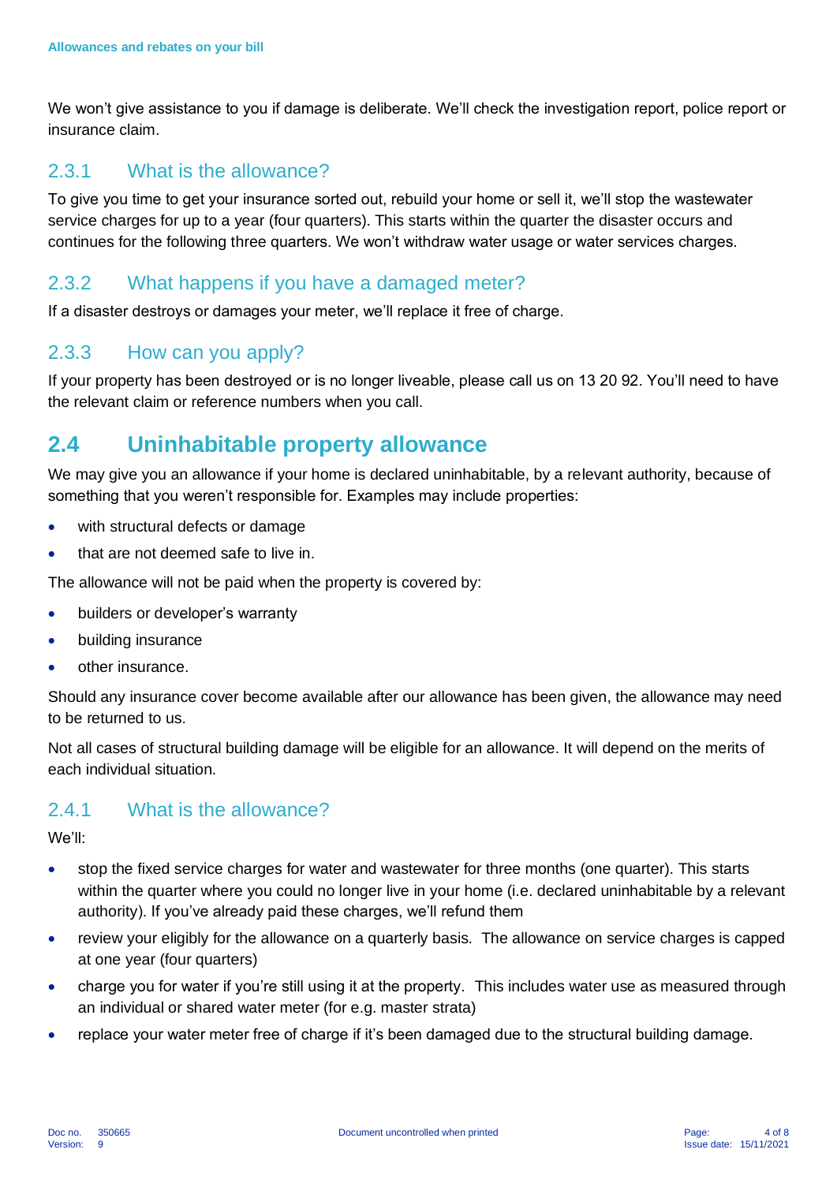We won't give assistance to you if damage is deliberate. We'll check the investigation report, police report or insurance claim.

### 2.3.1 What is the allowance?

To give you time to get your insurance sorted out, rebuild your home or sell it, we'll stop the wastewater service charges for up to a year (four quarters). This starts within the quarter the disaster occurs and continues for the following three quarters. We won't withdraw water usage or water services charges.

### 2.3.2 What happens if you have a damaged meter?

If a disaster destroys or damages your meter, we'll replace it free of charge.

### 2.3.3 How can you apply?

If your property has been destroyed or is no longer liveable, please call us on 13 20 92. You'll need to have the relevant claim or reference numbers when you call.

## 2.4 Uninhabitable property allowance

We may give you an allowance if your home is declared uninhabitable, by a relevant authority, because of something that you weren't responsible for. Examples may include properties:

- with structural defects or damage
- that are not deemed safe to live in.

The allowance will not be paid when the property is covered by:

- builders or developer's warranty
- building insurance
- other insurance.

Should any insurance cover become available after our allowance has been given, the allowance may need to be returned to us.

Not all cases of structural building damage will be eligible for an allowance. It will depend on the merits of each individual situation.

### 2.4.1 What is the allowance?

We'll:

- stop the fixed service charges for water and wastewater for three months (one quarter). This starts within the quarter where you could no longer live in your home (i.e. declared uninhabitable by a relevant authority). If you've already paid these charges, we'll refund them
- review your eligibly for the allowance on a quarterly basis. The allowance on service charges is capped at one year (four quarters)
- charge you for water if you're still using it at the property. This includes water use as measured through an individual or shared water meter (for e.g. master strata)
- replace your water meter free of charge if it's been damaged due to the structural building damage.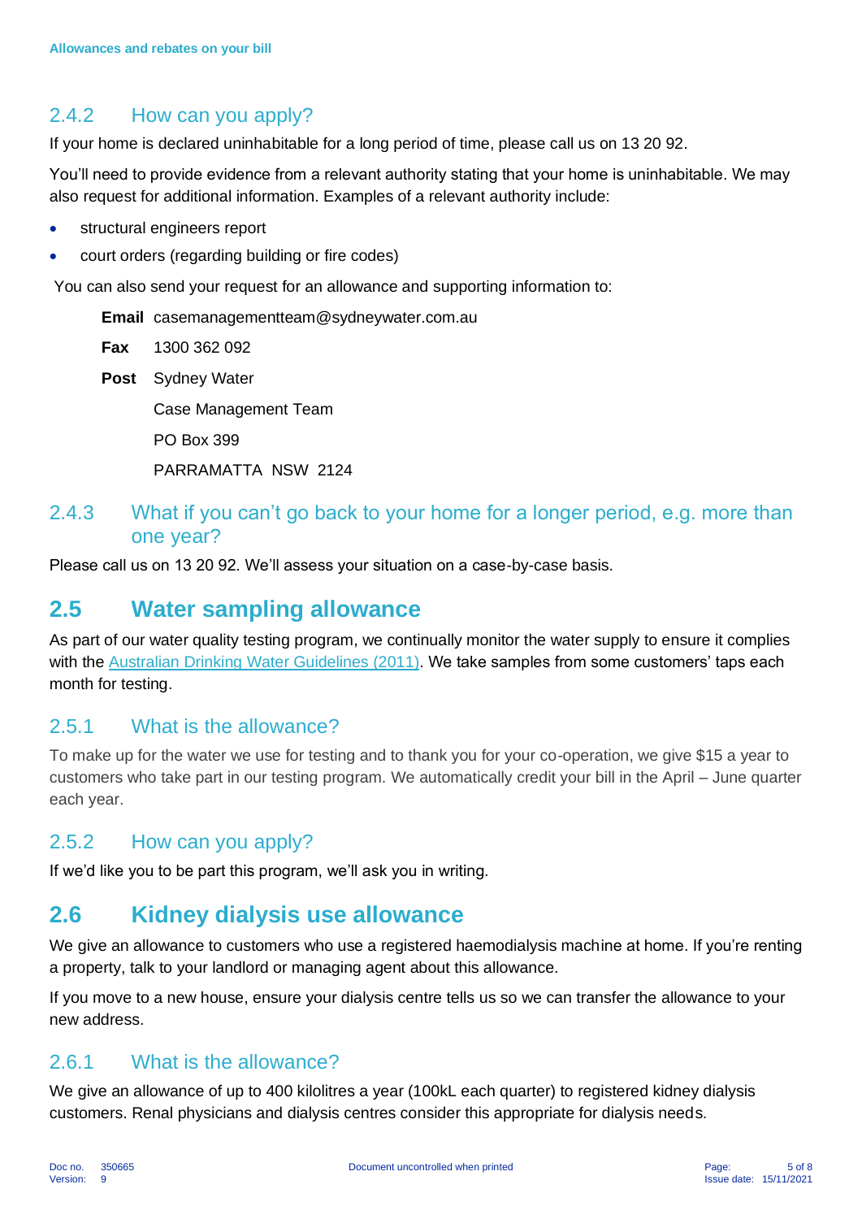### 2.4.2 How can you apply?

If your home is declared uninhabitable for a long period of time, please call us on 13 20 92.

You'll need to provide evidence from a relevant authority stating that your home is uninhabitable. We may also request for additional information. Examples of a relevant authority include:

- structural engineers report
- court orders (regarding building or fire codes)

You can also send your request for an allowance and supporting information to:

**Email** casemanagementteam@sydneywater.com.au

**Fax** 1300 362 092

**Post** Sydney Water
Case Management Team
PO Box 399
PARRAMATTA NSW 2124

### 2.4.3 What if you can't go back to your home for a longer period, e.g. more than one year?

Please call us on 13 20 92. We'll assess your situation on a case-by-case basis.

## 2.5 Water sampling allowance

As part of our water quality testing program, we continually monitor the water supply to ensure it complies with the Australian Drinking Water Guidelines (2011). We take samples from some customers' taps each month for testing.

### 2.5.1 What is the allowance?

To make up for the water we use for testing and to thank you for your co-operation, we give $15 a year to customers who take part in our testing program. We automatically credit your bill in the April – June quarter each year.

### 2.5.2 How can you apply?

If we'd like you to be part this program, we'll ask you in writing.

## 2.6 Kidney dialysis use allowance

We give an allowance to customers who use a registered haemodialysis machine at home. If you're renting a property, talk to your landlord or managing agent about this allowance.

If you move to a new house, ensure your dialysis centre tells us so we can transfer the allowance to your new address.

### 2.6.1 What is the allowance?

We give an allowance of up to 400 kilolitres a year (100kL each quarter) to registered kidney dialysis customers. Renal physicians and dialysis centres consider this appropriate for dialysis needs.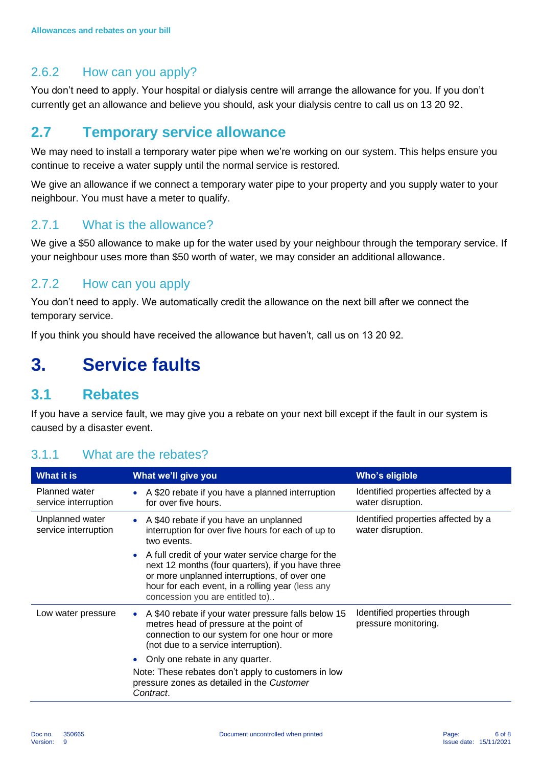### 2.6.2 How can you apply?

You don't need to apply. Your hospital or dialysis centre will arrange the allowance for you. If you don't currently get an allowance and believe you should, ask your dialysis centre to call us on 13 20 92.

## 2.7 Temporary service allowance

We may need to install a temporary water pipe when we're working on our system. This helps ensure you continue to receive a water supply until the normal service is restored.

We give an allowance if we connect a temporary water pipe to your property and you supply water to your neighbour. You must have a meter to qualify.

### 2.7.1 What is the allowance?

We give a $50 allowance to make up for the water used by your neighbour through the temporary service. If your neighbour uses more than $50 worth of water, we may consider an additional allowance.

### 2.7.2 How can you apply

You don't need to apply. We automatically credit the allowance on the next bill after we connect the temporary service.

If you think you should have received the allowance but haven't, call us on 13 20 92.

# 3. Service faults

## 3.1 Rebates

If you have a service fault, we may give you a rebate on your next bill except if the fault in our system is caused by a disaster event.

### 3.1.1 What are the rebates?

| What it is | What we'll give you | Who's eligible |
|---|---|---|
| Planned water service interruption | • A $20 rebate if you have a planned interruption for over five hours. | Identified properties affected by a water disruption. |
| Unplanned water service interruption | • A $40 rebate if you have an unplanned interruption for over five hours for each of up to two events.<br>• A full credit of your water service charge for the next 12 months (four quarters), if you have three or more unplanned interruptions, of over one hour for each event, in a rolling year (less any concession you are entitled to).. | Identified properties affected by a water disruption. |
| Low water pressure | • A $40 rebate if your water pressure falls below 15 metres head of pressure at the point of connection to our system for one hour or more (not due to a service interruption).<br>• Only one rebate in any quarter.<br>Note: These rebates don't apply to customers in low pressure zones as detailed in the *Customer Contract*. | Identified properties through pressure monitoring. |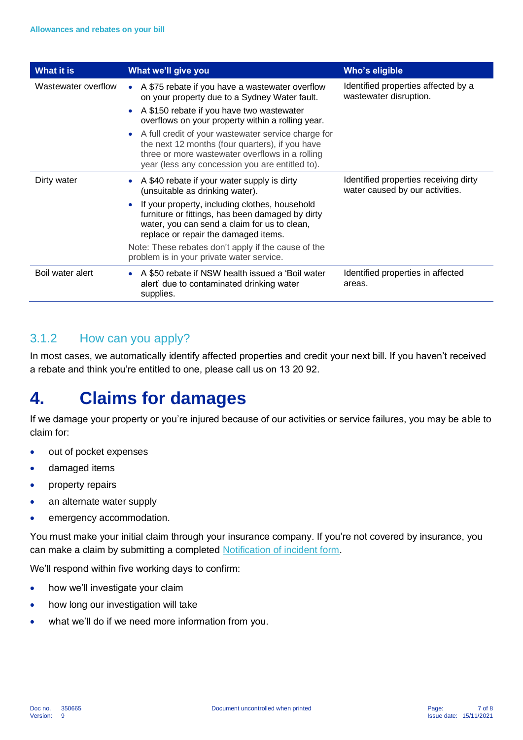| What it is | What we'll give you | Who's eligible |
|---|---|---|
| Wastewater overflow | • A $75 rebate if you have a wastewater overflow on your property due to a Sydney Water fault.<br>• A $150 rebate if you have two wastewater overflows on your property within a rolling year.<br>• A full credit of your wastewater service charge for the next 12 months (four quarters), if you have three or more wastewater overflows in a rolling year (less any concession you are entitled to). | Identified properties affected by a wastewater disruption. |
| Dirty water | • A $40 rebate if your water supply is dirty (unsuitable as drinking water).<br>• If your property, including clothes, household furniture or fittings, has been damaged by dirty water, you can send a claim for us to clean, replace or repair the damaged items.<br>Note: These rebates don't apply if the cause of the problem is in your private water service. | Identified properties receiving dirty water caused by our activities. |
| Boil water alert | • A $50 rebate if NSW health issued a 'Boil water alert' due to contaminated drinking water supplies. | Identified properties in affected areas. |

### 3.1.2 How can you apply?

In most cases, we automatically identify affected properties and credit your next bill. If you haven't received a rebate and think you're entitled to one, please call us on 13 20 92.

# 4. Claims for damages

If we damage your property or you're injured because of our activities or service failures, you may be able to claim for:

- out of pocket expenses
- damaged items
- property repairs
- an alternate water supply
- emergency accommodation.

You must make your initial claim through your insurance company. If you're not covered by insurance, you can make a claim by submitting a completed Notification of incident form.

We'll respond within five working days to confirm:

- how we'll investigate your claim
- how long our investigation will take
- what we'll do if we need more information from you.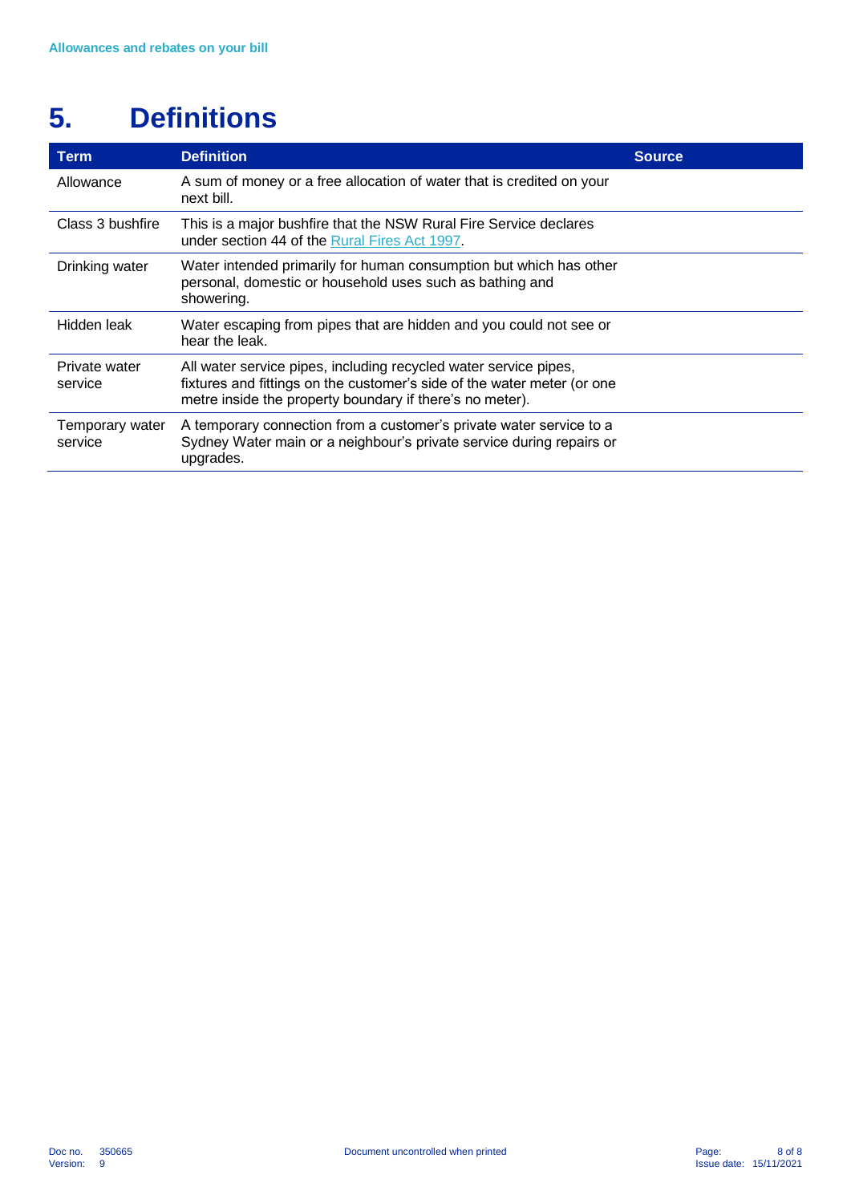# 5. Definitions

| Term | Definition | Source |
| --- | --- | --- |
| Allowance | A sum of money or a free allocation of water that is credited on your next bill. | |
| Class 3 bushfire | This is a major bushfire that the NSW Rural Fire Service declares under section 44 of the Rural Fires Act 1997. | |
| Drinking water | Water intended primarily for human consumption but which has other personal, domestic or household uses such as bathing and showering. | |
| Hidden leak | Water escaping from pipes that are hidden and you could not see or hear the leak. | |
| Private water service | All water service pipes, including recycled water service pipes, fixtures and fittings on the customer's side of the water meter (or one metre inside the property boundary if there's no meter). | |
| Temporary water service | A temporary connection from a customer's private water service to a Sydney Water main or a neighbour's private service during repairs or upgrades. | |